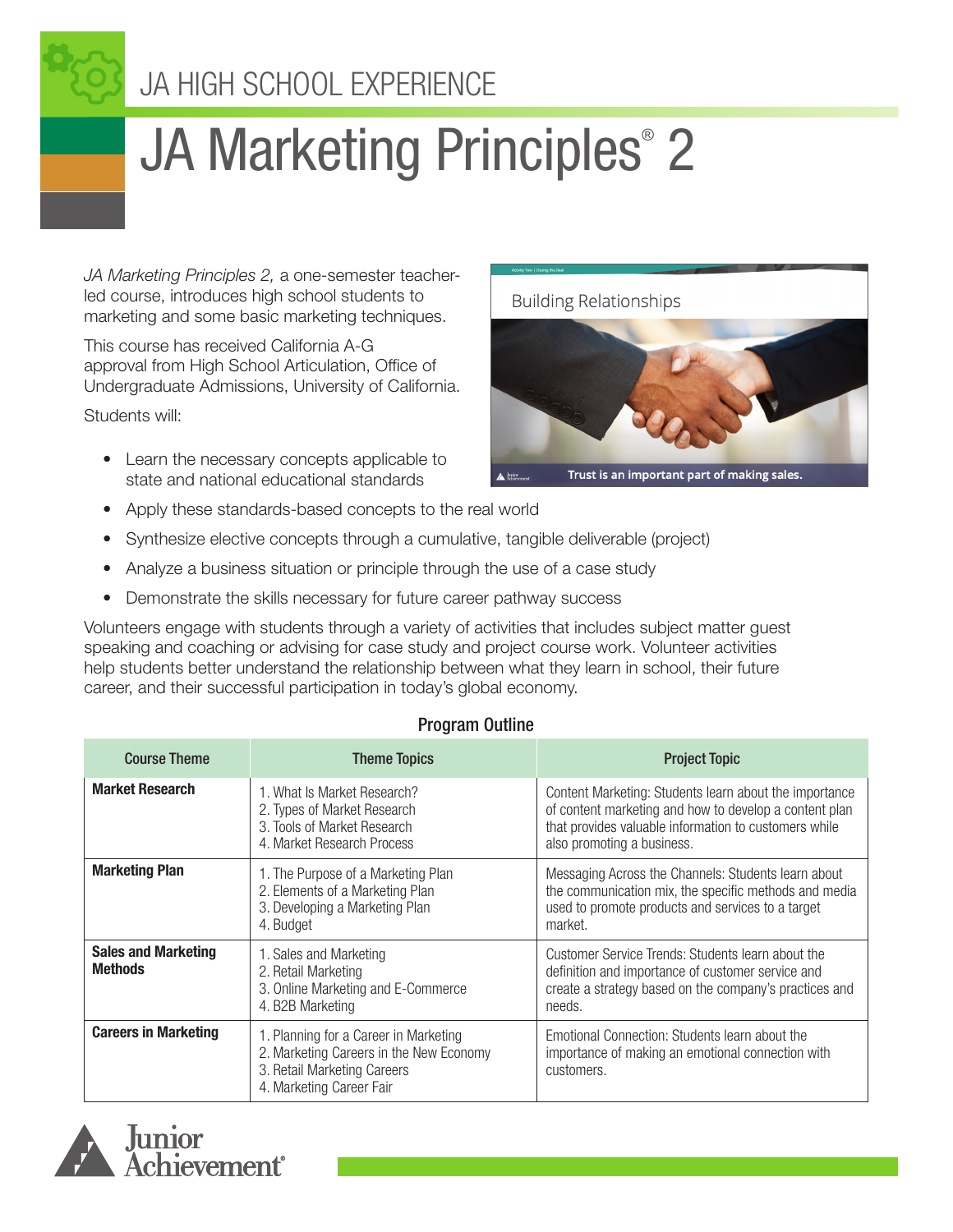JA HIGH SCHOOL EXPERIENCE

# JA Marketing Principles® 2

*JA Marketing Principles 2,* a one-semester teacher-led course, introduces high school students to marketing and some basic marketing techniques.

This course has received California A-G approval from High School Articulation, Office of Undergraduate Admissions, University of California.

Students will:

- Learn the necessary concepts applicable to state and national educational standards
- Apply these standards-based concepts to the real world
- Synthesize elective concepts through a cumulative, tangible deliverable (project)
- Analyze a business situation or principle through the use of a case study
- Demonstrate the skills necessary for future career pathway success

Volunteers engage with students through a variety of activities that includes subject matter guest speaking and coaching or advising for case study and project course work. Volunteer activities help students better understand the relationship between what they learn in school, their future career, and their successful participation in today's global economy.

## Program Outline

| Course Theme | Theme Topics | Project Topic |
|---|---|---|
| **Market Research** | 1. What Is Market Research?<br>2. Types of Market Research<br>3. Tools of Market Research<br>4. Market Research Process | Content Marketing: Students learn about the importance of content marketing and how to develop a content plan that provides valuable information to customers while also promoting a business. |
| **Marketing Plan** | 1. The Purpose of a Marketing Plan<br>2. Elements of a Marketing Plan<br>3. Developing a Marketing Plan<br>4. Budget | Messaging Across the Channels: Students learn about the communication mix, the specific methods and media used to promote products and services to a target market. |
| **Sales and Marketing Methods** | 1. Sales and Marketing<br>2. Retail Marketing<br>3. Online Marketing and E-Commerce<br>4. B2B Marketing | Customer Service Trends: Students learn about the definition and importance of customer service and create a strategy based on the company's practices and needs. |
| **Careers in Marketing** | 1. Planning for a Career in Marketing<br>2. Marketing Careers in the New Economy<br>3. Retail Marketing Careers<br>4. Marketing Career Fair | Emotional Connection: Students learn about the importance of making an emotional connection with customers. |

Junior Achievement®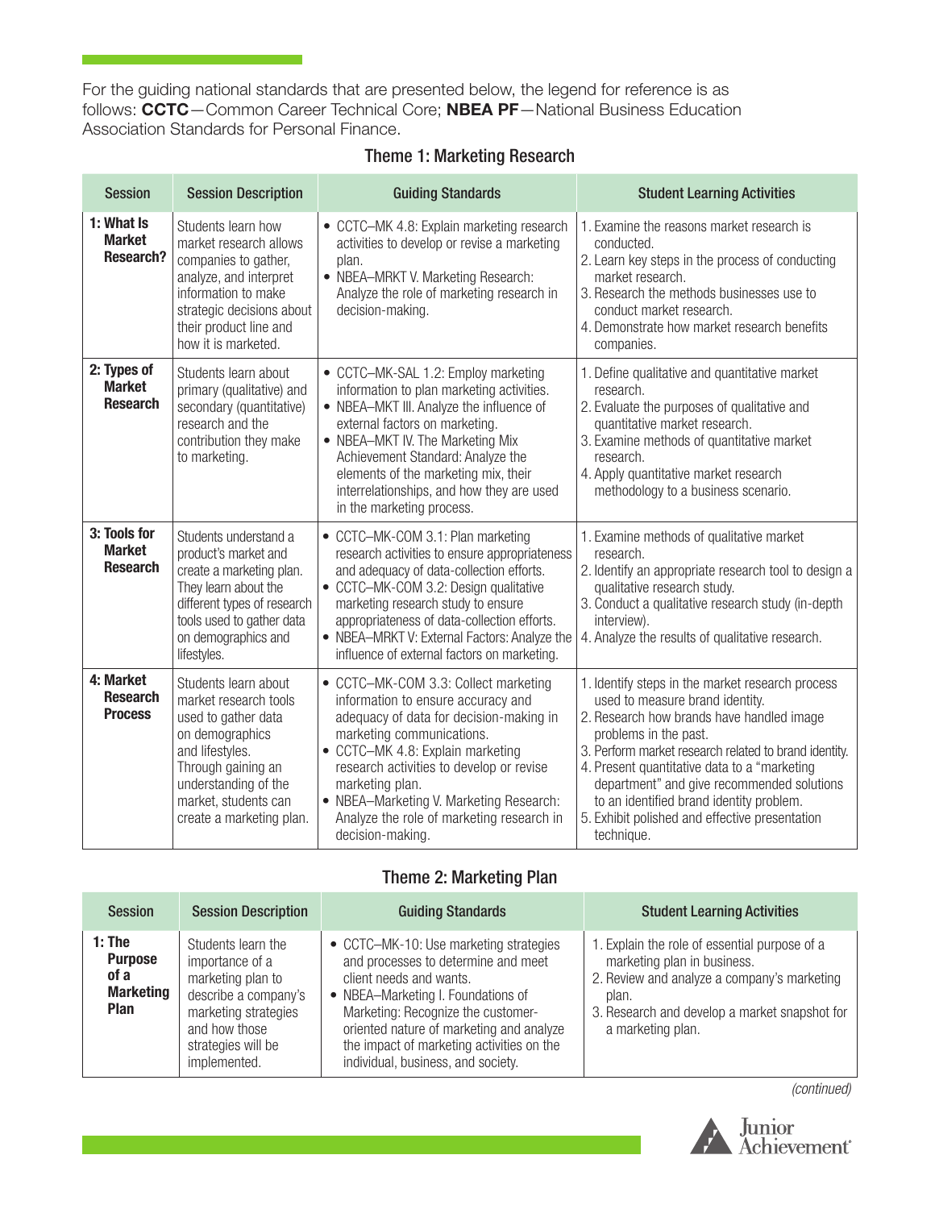For the guiding national standards that are presented below, the legend for reference is as follows: **CCTC**—Common Career Technical Core; **NBEA PF**—National Business Education Association Standards for Personal Finance.

## Theme 1: Marketing Research

| Session | Session Description | Guiding Standards | Student Learning Activities |
|---|---|---|---|
| **1: What Is Market Research?** | Students learn how market research allows companies to gather, analyze, and interpret information to make strategic decisions about their product line and how it is marketed. | • CCTC–MK 4.8: Explain marketing research activities to develop or revise a marketing plan.<br>• NBEA–MRKT V. Marketing Research: Analyze the role of marketing research in decision-making. | 1. Examine the reasons market research is conducted.<br>2. Learn key steps in the process of conducting market research.<br>3. Research the methods businesses use to conduct market research.<br>4. Demonstrate how market research benefits companies. |
| **2: Types of Market Research** | Students learn about primary (qualitative) and secondary (quantitative) research and the contribution they make to marketing. | • CCTC–MK-SAL 1.2: Employ marketing information to plan marketing activities.<br>• NBEA–MKT III. Analyze the influence of external factors on marketing.<br>• NBEA–MKT IV. The Marketing Mix Achievement Standard: Analyze the elements of the marketing mix, their interrelationships, and how they are used in the marketing process. | 1. Define qualitative and quantitative market research.<br>2. Evaluate the purposes of qualitative and quantitative market research.<br>3. Examine methods of quantitative market research.<br>4. Apply quantitative market research methodology to a business scenario. |
| **3: Tools for Market Research** | Students understand a product's market and create a marketing plan. They learn about the different types of research tools used to gather data on demographics and lifestyles. | • CCTC–MK-COM 3.1: Plan marketing research activities to ensure appropriateness and adequacy of data-collection efforts.<br>• CCTC–MK-COM 3.2: Design qualitative marketing research study to ensure appropriateness of data-collection efforts.<br>• NBEA–MRKT V: External Factors: Analyze the influence of external factors on marketing. | 1. Examine methods of qualitative market research.<br>2. Identify an appropriate research tool to design a qualitative research study.<br>3. Conduct a qualitative research study (in-depth interview).<br>4. Analyze the results of qualitative research. |
| **4: Market Research Process** | Students learn about market research tools used to gather data on demographics and lifestyles. Through gaining an understanding of the market, students can create a marketing plan. | • CCTC–MK-COM 3.3: Collect marketing information to ensure accuracy and adequacy of data for decision-making in marketing communications.<br>• CCTC–MK 4.8: Explain marketing research activities to develop or revise marketing plan.<br>• NBEA–Marketing V. Marketing Research: Analyze the role of marketing research in decision-making. | 1. Identify steps in the market research process used to measure brand identity.<br>2. Research how brands have handled image problems in the past.<br>3. Perform market research related to brand identity.<br>4. Present quantitative data to a "marketing department" and give recommended solutions to an identified brand identity problem.<br>5. Exhibit polished and effective presentation technique. |

## Theme 2: Marketing Plan

| Session | Session Description | Guiding Standards | Student Learning Activities |
|---|---|---|---|
| **1: The Purpose of a Marketing Plan** | Students learn the importance of a marketing plan to describe a company's marketing strategies and how those strategies will be implemented. | • CCTC–MK-10: Use marketing strategies and processes to determine and meet client needs and wants.<br>• NBEA–Marketing I. Foundations of Marketing: Recognize the customer-oriented nature of marketing and analyze the impact of marketing activities on the individual, business, and society. | 1. Explain the role of essential purpose of a marketing plan in business.<br>2. Review and analyze a company's marketing plan.<br>3. Research and develop a market snapshot for a marketing plan. |

*(continued)*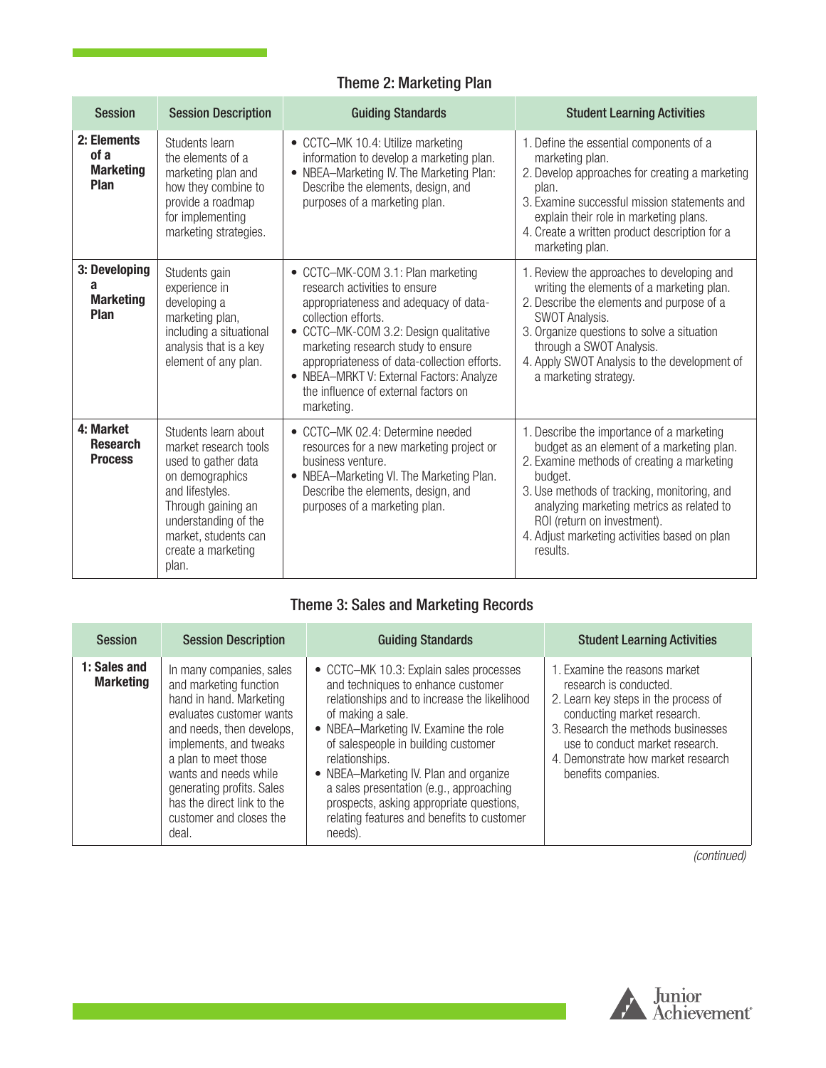## Theme 2: Marketing Plan

| Session | Session Description | Guiding Standards | Student Learning Activities |
|---|---|---|---|
| **2: Elements of a Marketing Plan** | Students learn the elements of a marketing plan and how they combine to provide a roadmap for implementing marketing strategies. | • CCTC–MK 10.4: Utilize marketing information to develop a marketing plan.<br>• NBEA–Marketing IV. The Marketing Plan: Describe the elements, design, and purposes of a marketing plan. | 1. Define the essential components of a marketing plan.<br>2. Develop approaches for creating a marketing plan.<br>3. Examine successful mission statements and explain their role in marketing plans.<br>4. Create a written product description for a marketing plan. |
| **3: Developing a Marketing Plan** | Students gain experience in developing a marketing plan, including a situational analysis that is a key element of any plan. | • CCTC–MK-COM 3.1: Plan marketing research activities to ensure appropriateness and adequacy of data-collection efforts.<br>• CCTC–MK-COM 3.2: Design qualitative marketing research study to ensure appropriateness of data-collection efforts.<br>• NBEA–MRKT V: External Factors: Analyze the influence of external factors on marketing. | 1. Review the approaches to developing and writing the elements of a marketing plan.<br>2. Describe the elements and purpose of a SWOT Analysis.<br>3. Organize questions to solve a situation through a SWOT Analysis.<br>4. Apply SWOT Analysis to the development of a marketing strategy. |
| **4: Market Research Process** | Students learn about market research tools used to gather data on demographics and lifestyles. Through gaining an understanding of the market, students can create a marketing plan. | • CCTC–MK 02.4: Determine needed resources for a new marketing project or business venture.<br>• NBEA–Marketing VI. The Marketing Plan. Describe the elements, design, and purposes of a marketing plan. | 1. Describe the importance of a marketing budget as an element of a marketing plan.<br>2. Examine methods of creating a marketing budget.<br>3. Use methods of tracking, monitoring, and analyzing marketing metrics as related to ROI (return on investment).<br>4. Adjust marketing activities based on plan results. |

## Theme 3: Sales and Marketing Records

| Session | Session Description | Guiding Standards | Student Learning Activities |
|---|---|---|---|
| **1: Sales and Marketing** | In many companies, sales and marketing function hand in hand. Marketing evaluates customer wants and needs, then develops, implements, and tweaks a plan to meet those wants and needs while generating profits. Sales has the direct link to the customer and closes the deal. | • CCTC–MK 10.3: Explain sales processes and techniques to enhance customer relationships and to increase the likelihood of making a sale.<br>• NBEA–Marketing IV. Examine the role of salespeople in building customer relationships.<br>• NBEA–Marketing IV. Plan and organize a sales presentation (e.g., approaching prospects, asking appropriate questions, relating features and benefits to customer needs). | 1. Examine the reasons market research is conducted.<br>2. Learn key steps in the process of conducting market research.<br>3. Research the methods businesses use to conduct market research.<br>4. Demonstrate how market research benefits companies. |

*(continued)*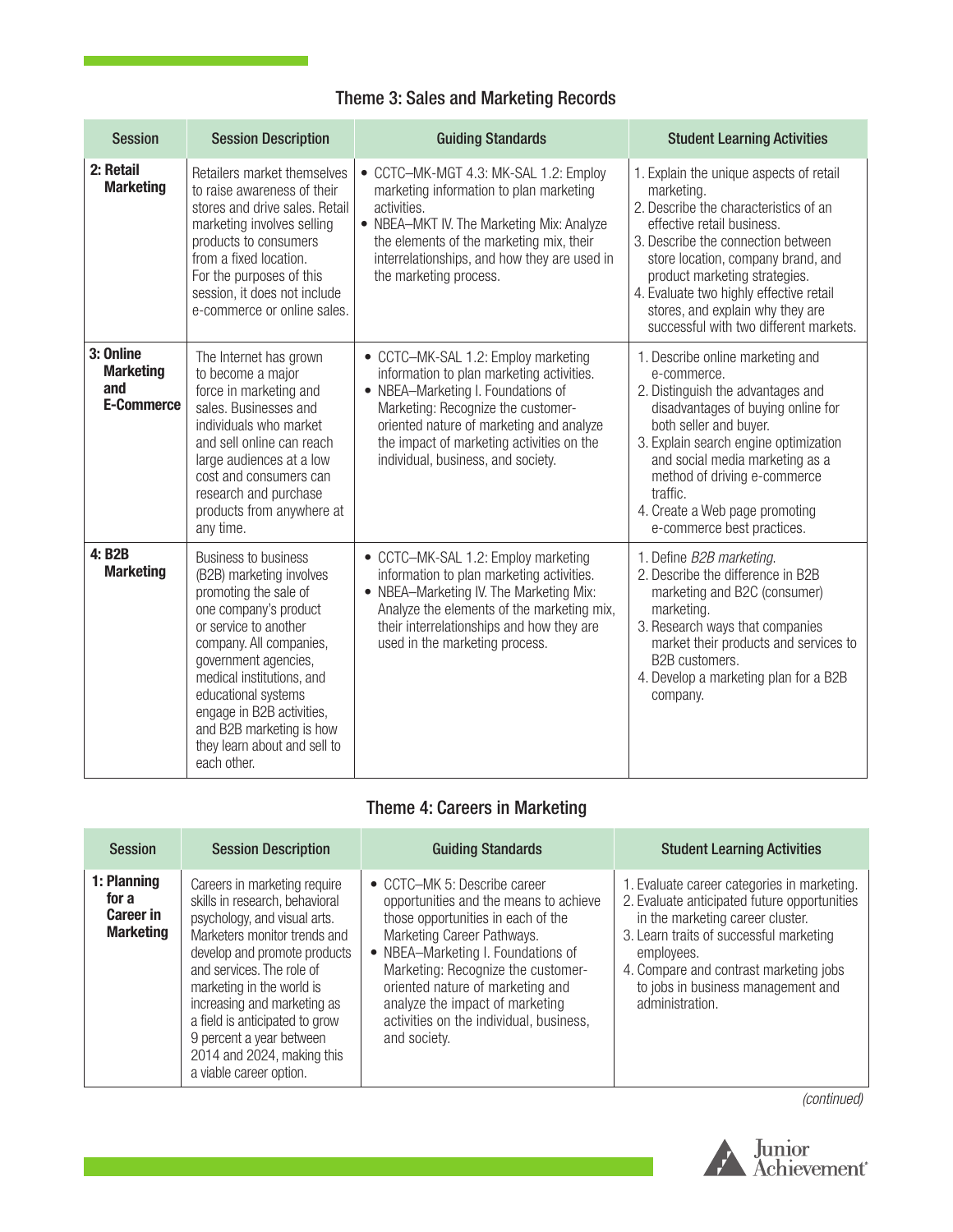## Theme 3: Sales and Marketing Records

| Session | Session Description | Guiding Standards | Student Learning Activities |
|---|---|---|---|
| **2: Retail Marketing** | Retailers market themselves to raise awareness of their stores and drive sales. Retail marketing involves selling products to consumers from a fixed location. For the purposes of this session, it does not include e-commerce or online sales. | • CCTC–MK-MGT 4.3: MK-SAL 1.2: Employ marketing information to plan marketing activities.<br>• NBEA–MKT IV. The Marketing Mix: Analyze the elements of the marketing mix, their interrelationships, and how they are used in the marketing process. | 1. Explain the unique aspects of retail marketing.<br>2. Describe the characteristics of an effective retail business.<br>3. Describe the connection between store location, company brand, and product marketing strategies.<br>4. Evaluate two highly effective retail stores, and explain why they are successful with two different markets. |
| **3: Online Marketing and E-Commerce** | The Internet has grown to become a major force in marketing and sales. Businesses and individuals who market and sell online can reach large audiences at a low cost and consumers can research and purchase products from anywhere at any time. | • CCTC–MK-SAL 1.2: Employ marketing information to plan marketing activities.<br>• NBEA–Marketing I. Foundations of Marketing: Recognize the customer-oriented nature of marketing and analyze the impact of marketing activities on the individual, business, and society. | 1. Describe online marketing and e-commerce.<br>2. Distinguish the advantages and disadvantages of buying online for both seller and buyer.<br>3. Explain search engine optimization and social media marketing as a method of driving e-commerce traffic.<br>4. Create a Web page promoting e-commerce best practices. |
| **4: B2B Marketing** | Business to business (B2B) marketing involves promoting the sale of one company's product or service to another company. All companies, government agencies, medical institutions, and educational systems engage in B2B activities, and B2B marketing is how they learn about and sell to each other. | • CCTC–MK-SAL 1.2: Employ marketing information to plan marketing activities.<br>• NBEA–Marketing IV. The Marketing Mix: Analyze the elements of the marketing mix, their interrelationships and how they are used in the marketing process. | 1. Define *B2B marketing*.<br>2. Describe the difference in B2B marketing and B2C (consumer) marketing.<br>3. Research ways that companies market their products and services to B2B customers.<br>4. Develop a marketing plan for a B2B company. |

## Theme 4: Careers in Marketing

| Session | Session Description | Guiding Standards | Student Learning Activities |
|---|---|---|---|
| **1: Planning for a Career in Marketing** | Careers in marketing require skills in research, behavioral psychology, and visual arts. Marketers monitor trends and develop and promote products and services. The role of marketing in the world is increasing and marketing as a field is anticipated to grow 9 percent a year between 2014 and 2024, making this a viable career option. | • CCTC–MK 5: Describe career opportunities and the means to achieve those opportunities in each of the Marketing Career Pathways.<br>• NBEA–Marketing I. Foundations of Marketing: Recognize the customer-oriented nature of marketing and analyze the impact of marketing activities on the individual, business, and society. | 1. Evaluate career categories in marketing.<br>2. Evaluate anticipated future opportunities in the marketing career cluster.<br>3. Learn traits of successful marketing employees.<br>4. Compare and contrast marketing jobs to jobs in business management and administration. |

*(continued)*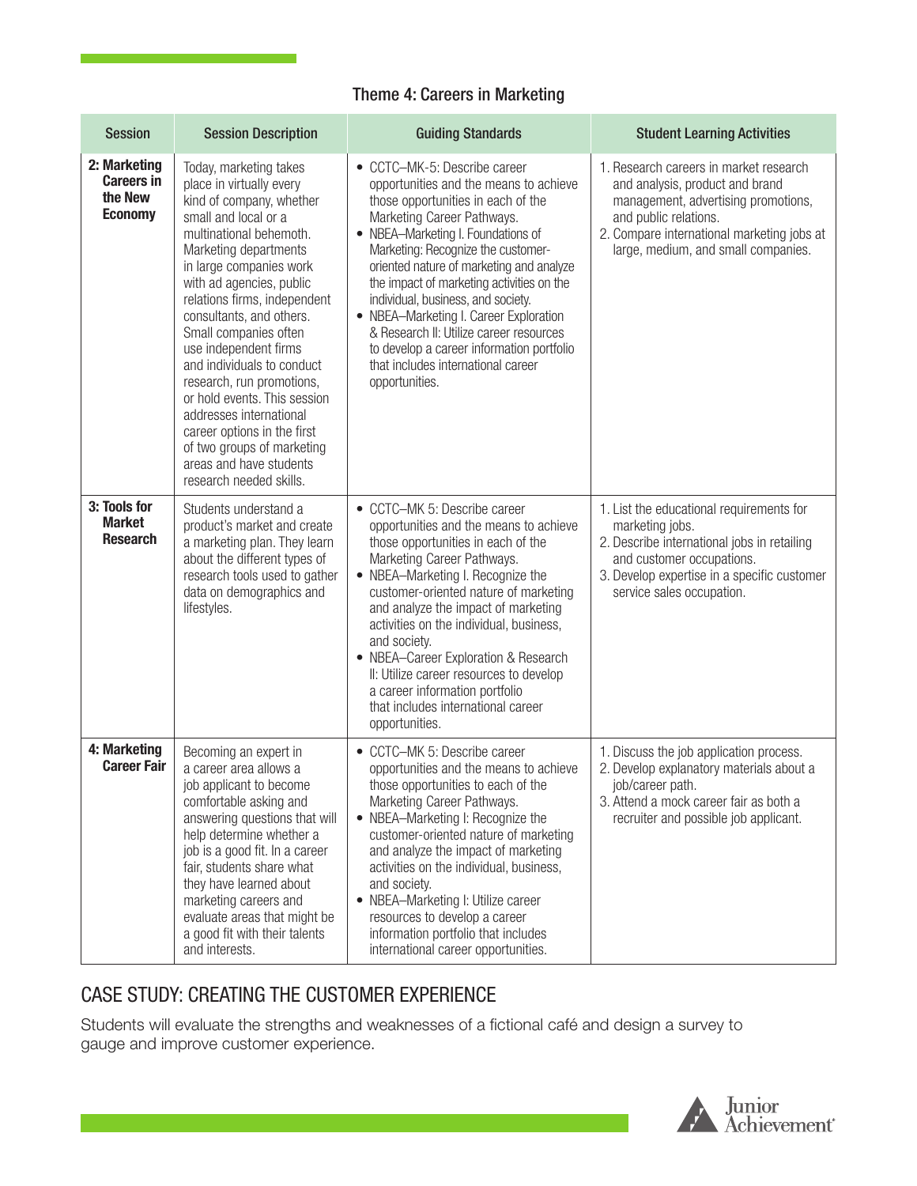## Theme 4: Careers in Marketing

| Session | Session Description | Guiding Standards | Student Learning Activities |
|---|---|---|---|
| **2: Marketing Careers in the New Economy** | Today, marketing takes place in virtually every kind of company, whether small and local or a multinational behemoth. Marketing departments in large companies work with ad agencies, public relations firms, independent consultants, and others. Small companies often use independent firms and individuals to conduct research, run promotions, or hold events. This session addresses international career options in the first of two groups of marketing areas and have students research needed skills. | • CCTC–MK-5: Describe career opportunities and the means to achieve those opportunities in each of the Marketing Career Pathways.<br>• NBEA–Marketing I. Foundations of Marketing: Recognize the customer-oriented nature of marketing and analyze the impact of marketing activities on the individual, business, and society.<br>• NBEA–Marketing I. Career Exploration & Research II: Utilize career resources to develop a career information portfolio that includes international career opportunities. | 1. Research careers in market research and analysis, product and brand management, advertising promotions, and public relations.<br>2. Compare international marketing jobs at large, medium, and small companies. |
| **3: Tools for Market Research** | Students understand a product's market and create a marketing plan. They learn about the different types of research tools used to gather data on demographics and lifestyles. | • CCTC–MK 5: Describe career opportunities and the means to achieve those opportunities in each of the Marketing Career Pathways.<br>• NBEA–Marketing I. Recognize the customer-oriented nature of marketing and analyze the impact of marketing activities on the individual, business, and society.<br>• NBEA–Career Exploration & Research II: Utilize career resources to develop a career information portfolio that includes international career opportunities. | 1. List the educational requirements for marketing jobs.<br>2. Describe international jobs in retailing and customer occupations.<br>3. Develop expertise in a specific customer service sales occupation. |
| **4: Marketing Career Fair** | Becoming an expert in a career area allows a job applicant to become comfortable asking and answering questions that will help determine whether a job is a good fit. In a career fair, students share what they have learned about marketing careers and evaluate areas that might be a good fit with their talents and interests. | • CCTC–MK 5: Describe career opportunities and the means to achieve those opportunities to each of the Marketing Career Pathways.<br>• NBEA–Marketing I: Recognize the customer-oriented nature of marketing and analyze the impact of marketing activities on the individual, business, and society.<br>• NBEA–Marketing I: Utilize career resources to develop a career information portfolio that includes international career opportunities. | 1. Discuss the job application process.<br>2. Develop explanatory materials about a job/career path.<br>3. Attend a mock career fair as both a recruiter and possible job applicant. |

## CASE STUDY: CREATING THE CUSTOMER EXPERIENCE

Students will evaluate the strengths and weaknesses of a fictional café and design a survey to gauge and improve customer experience.